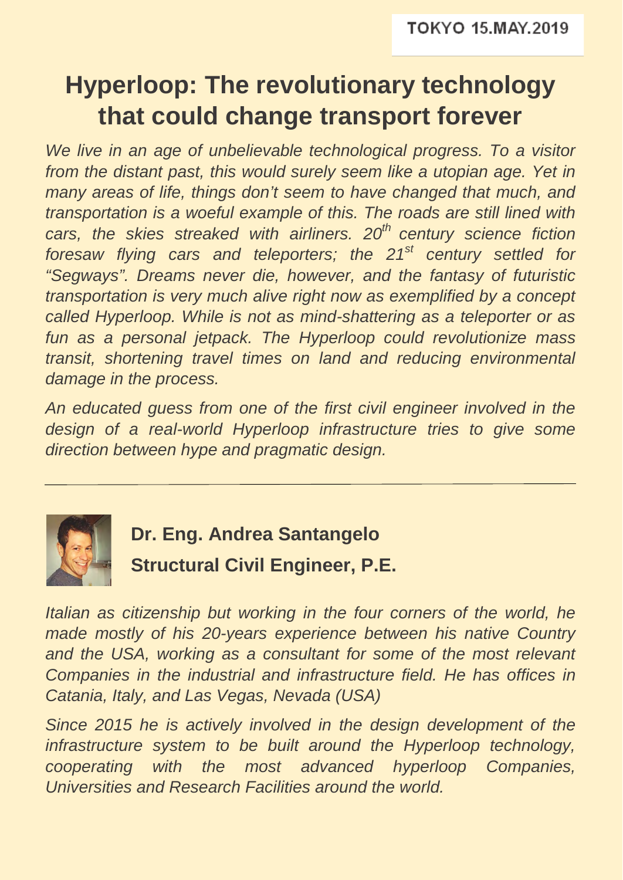TOKYO 15.MAY.2019

# Hyperloop: The revolutionary technology that could change transport forever

*We live in an age of unbelievable technological progress. To a visitor from the distant past, this would surely seem like a utopian age. Yet in many areas of life, things don't seem to have changed that much, and transportation is a woeful example of this. The roads are still lined with cars, the skies streaked with airliners. 20th century science fiction foresaw flying cars and teleporters; the 21st century settled for "Segways". Dreams never die, however, and the fantasy of futuristic transportation is very much alive right now as exemplified by a concept called Hyperloop. While is not as mind-shattering as a teleporter or as fun as a personal jetpack. The Hyperloop could revolutionize mass transit, shortening travel times on land and reducing environmental damage in the process.*

*An educated guess from one of the first civil engineer involved in the design of a real-world Hyperloop infrastructure tries to give some direction between hype and pragmatic design.*

---

**Dr. Eng. Andrea Santangelo**

**Structural Civil Engineer, P.E.**

*Italian as citizenship but working in the four corners of the world, he made mostly of his 20-years experience between his native Country and the USA, working as a consultant for some of the most relevant Companies in the industrial and infrastructure field. He has offices in Catania, Italy, and Las Vegas, Nevada (USA)*

*Since 2015 he is actively involved in the design development of the infrastructure system to be built around the Hyperloop technology, cooperating with the most advanced hyperloop Companies, Universities and Research Facilities around the world.*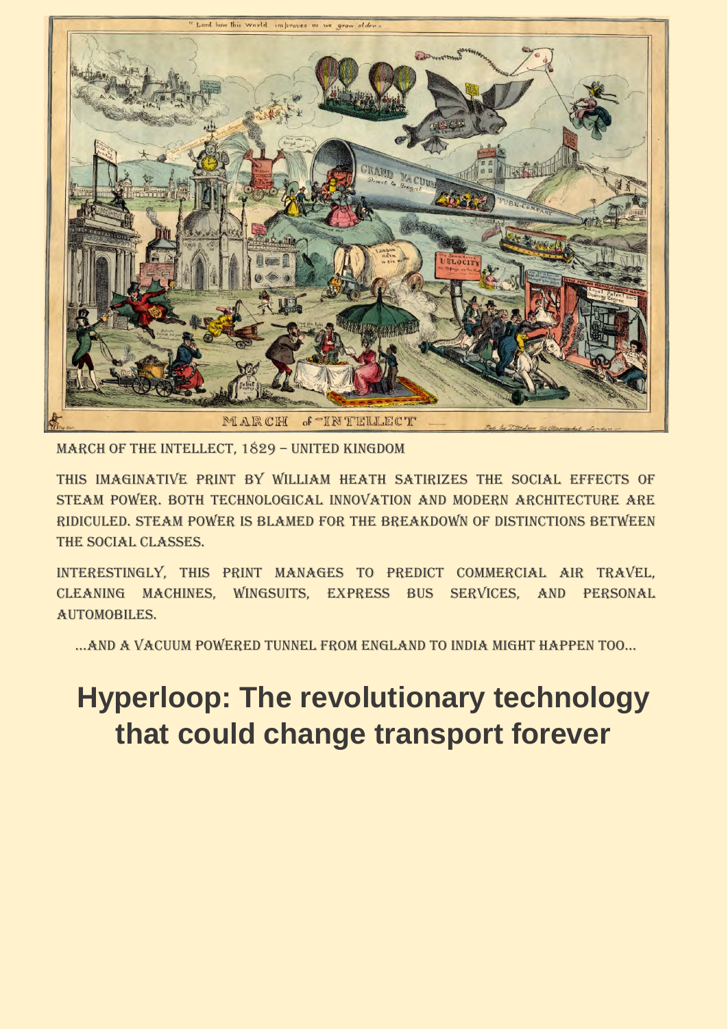March of the Intellect, 1829 – United Kingdom

This imaginative print by William Heath satirizes the social effects of steam power. Both technological innovation and modern architecture are ridiculed. Steam power is blamed for the breakdown of distinctions between the social classes.

Interestingly, this print manages to predict commercial air travel, cleaning machines, wingsuits, express bus services, and personal automobiles.

...and a vacuum powered tunnel from England to India might happen too...

# Hyperloop: The revolutionary technology that could change transport forever